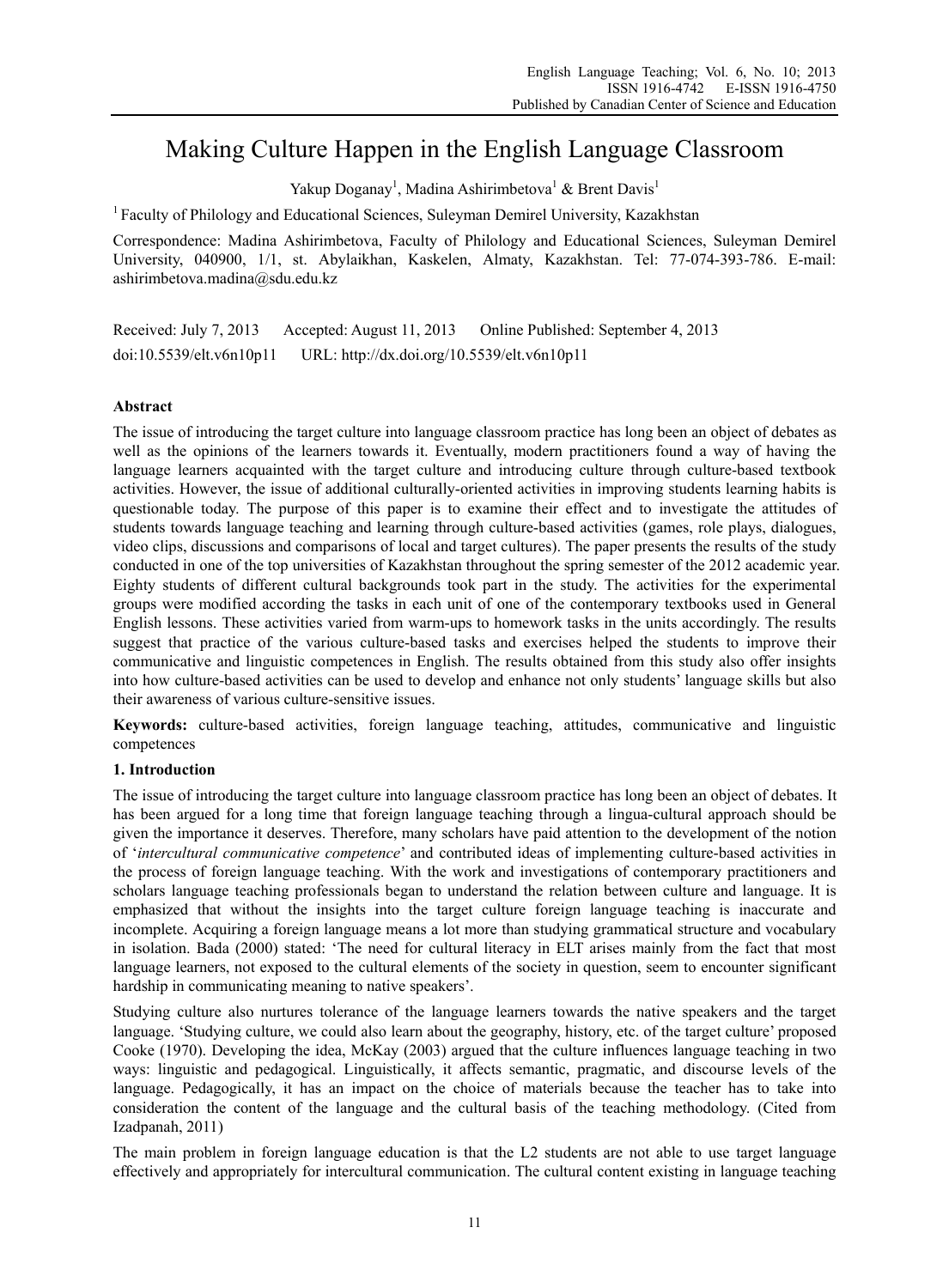# Making Culture Happen in the English Language Classroom

Yakup Doganay[1], Madina Ashirimbetova[1] & Brent Davis[1]

[1] Faculty of Philology and Educational Sciences, Suleyman Demirel University, Kazakhstan

Correspondence: Madina Ashirimbetova, Faculty of Philology and Educational Sciences, Suleyman Demirel University, 040900, 1/1, st. Abylaikhan, Kaskelen, Almaty, Kazakhstan. Tel: 77-074-393-786. E-mail: ashirimbetova.madina@sdu.edu.kz

Received: July 7, 2013    Accepted: August 11, 2013    Online Published: September 4, 2013

doi:10.5539/elt.v6n10p11    URL: http://dx.doi.org/10.5539/elt.v6n10p11

## Abstract

The issue of introducing the target culture into language classroom practice has long been an object of debates as well as the opinions of the learners towards it. Eventually, modern practitioners found a way of having the language learners acquainted with the target culture and introducing culture through culture-based textbook activities. However, the issue of additional culturally-oriented activities in improving students learning habits is questionable today. The purpose of this paper is to examine their effect and to investigate the attitudes of students towards language teaching and learning through culture-based activities (games, role plays, dialogues, video clips, discussions and comparisons of local and target cultures). The paper presents the results of the study conducted in one of the top universities of Kazakhstan throughout the spring semester of the 2012 academic year. Eighty students of different cultural backgrounds took part in the study. The activities for the experimental groups were modified according the tasks in each unit of one of the contemporary textbooks used in General English lessons. These activities varied from warm-ups to homework tasks in the units accordingly. The results suggest that practice of the various culture-based tasks and exercises helped the students to improve their communicative and linguistic competences in English. The results obtained from this study also offer insights into how culture-based activities can be used to develop and enhance not only students' language skills but also their awareness of various culture-sensitive issues.

**Keywords:** culture-based activities, foreign language teaching, attitudes, communicative and linguistic competences

## 1. Introduction

The issue of introducing the target culture into language classroom practice has long been an object of debates. It has been argued for a long time that foreign language teaching through a lingua-cultural approach should be given the importance it deserves. Therefore, many scholars have paid attention to the development of the notion of '*intercultural communicative competence*' and contributed ideas of implementing culture-based activities in the process of foreign language teaching. With the work and investigations of contemporary practitioners and scholars language teaching professionals began to understand the relation between culture and language. It is emphasized that without the insights into the target culture foreign language teaching is inaccurate and incomplete. Acquiring a foreign language means a lot more than studying grammatical structure and vocabulary in isolation. Bada (2000) stated: 'The need for cultural literacy in ELT arises mainly from the fact that most language learners, not exposed to the cultural elements of the society in question, seem to encounter significant hardship in communicating meaning to native speakers'.

Studying culture also nurtures tolerance of the language learners towards the native speakers and the target language. 'Studying culture, we could also learn about the geography, history, etc. of the target culture' proposed Cooke (1970). Developing the idea, McKay (2003) argued that the culture influences language teaching in two ways: linguistic and pedagogical. Linguistically, it affects semantic, pragmatic, and discourse levels of the language. Pedagogically, it has an impact on the choice of materials because the teacher has to take into consideration the content of the language and the cultural basis of the teaching methodology. (Cited from Izadpanah, 2011)

The main problem in foreign language education is that the L2 students are not able to use target language effectively and appropriately for intercultural communication. The cultural content existing in language teaching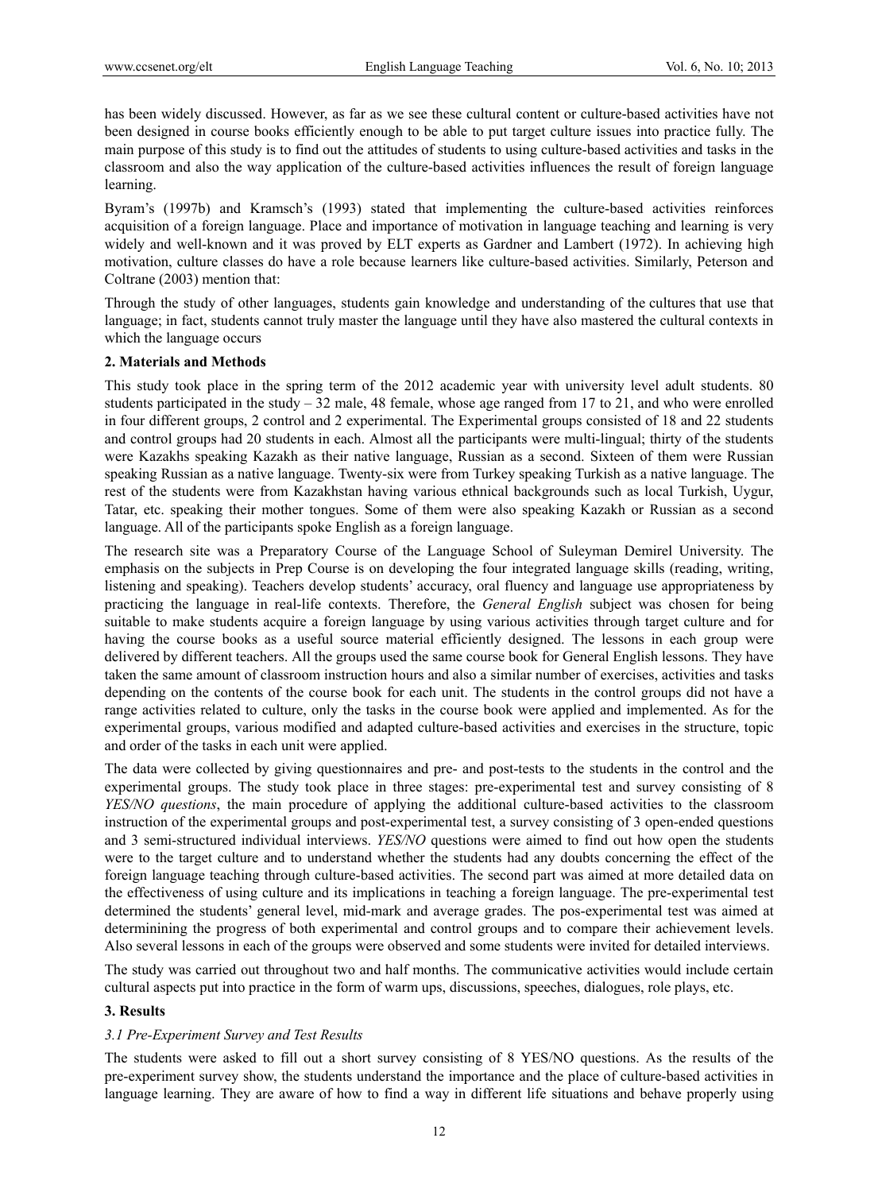has been widely discussed. However, as far as we see these cultural content or culture-based activities have not been designed in course books efficiently enough to be able to put target culture issues into practice fully. The main purpose of this study is to find out the attitudes of students to using culture-based activities and tasks in the classroom and also the way application of the culture-based activities influences the result of foreign language learning.

Byram's (1997b) and Kramsch's (1993) stated that implementing the culture-based activities reinforces acquisition of a foreign language. Place and importance of motivation in language teaching and learning is very widely and well-known and it was proved by ELT experts as Gardner and Lambert (1972). In achieving high motivation, culture classes do have a role because learners like culture-based activities. Similarly, Peterson and Coltrane (2003) mention that:

Through the study of other languages, students gain knowledge and understanding of the cultures that use that language; in fact, students cannot truly master the language until they have also mastered the cultural contexts in which the language occurs

## 2. Materials and Methods

This study took place in the spring term of the 2012 academic year with university level adult students. 80 students participated in the study – 32 male, 48 female, whose age ranged from 17 to 21, and who were enrolled in four different groups, 2 control and 2 experimental. The Experimental groups consisted of 18 and 22 students and control groups had 20 students in each. Almost all the participants were multi-lingual; thirty of the students were Kazakhs speaking Kazakh as their native language, Russian as a second. Sixteen of them were Russian speaking Russian as a native language. Twenty-six were from Turkey speaking Turkish as a native language. The rest of the students were from Kazakhstan having various ethnical backgrounds such as local Turkish, Uygur, Tatar, etc. speaking their mother tongues. Some of them were also speaking Kazakh or Russian as a second language. All of the participants spoke English as a foreign language.

The research site was a Preparatory Course of the Language School of Suleyman Demirel University. The emphasis on the subjects in Prep Course is on developing the four integrated language skills (reading, writing, listening and speaking). Teachers develop students' accuracy, oral fluency and language use appropriateness by practicing the language in real-life contexts. Therefore, the *General English* subject was chosen for being suitable to make students acquire a foreign language by using various activities through target culture and for having the course books as a useful source material efficiently designed. The lessons in each group were delivered by different teachers. All the groups used the same course book for General English lessons. They have taken the same amount of classroom instruction hours and also a similar number of exercises, activities and tasks depending on the contents of the course book for each unit. The students in the control groups did not have a range activities related to culture, only the tasks in the course book were applied and implemented. As for the experimental groups, various modified and adapted culture-based activities and exercises in the structure, topic and order of the tasks in each unit were applied.

The data were collected by giving questionnaires and pre- and post-tests to the students in the control and the experimental groups. The study took place in three stages: pre-experimental test and survey consisting of 8 *YES/NO questions*, the main procedure of applying the additional culture-based activities to the classroom instruction of the experimental groups and post-experimental test, a survey consisting of 3 open-ended questions and 3 semi-structured individual interviews. *YES/NO* questions were aimed to find out how open the students were to the target culture and to understand whether the students had any doubts concerning the effect of the foreign language teaching through culture-based activities. The second part was aimed at more detailed data on the effectiveness of using culture and its implications in teaching a foreign language. The pre-experimental test determined the students' general level, mid-mark and average grades. The pos-experimental test was aimed at determinining the progress of both experimental and control groups and to compare their achievement levels. Also several lessons in each of the groups were observed and some students were invited for detailed interviews.

The study was carried out throughout two and half months. The communicative activities would include certain cultural aspects put into practice in the form of warm ups, discussions, speeches, dialogues, role plays, etc.

## 3. Results

### *3.1 Pre-Experiment Survey and Test Results*

The students were asked to fill out a short survey consisting of 8 YES/NO questions. As the results of the pre-experiment survey show, the students understand the importance and the place of culture-based activities in language learning. They are aware of how to find a way in different life situations and behave properly using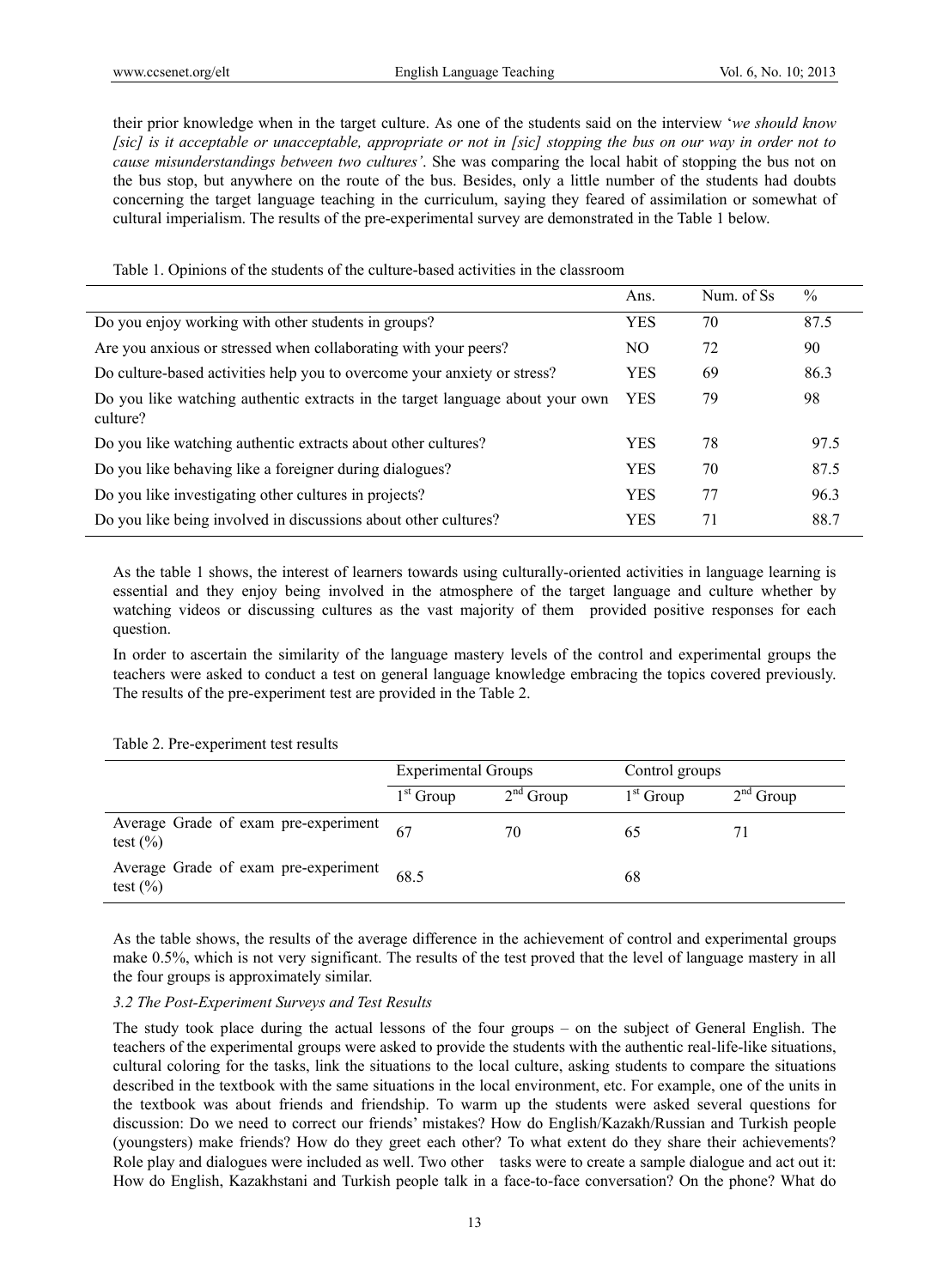their prior knowledge when in the target culture. As one of the students said on the interview '*we should know [sic] is it acceptable or unacceptable, appropriate or not in [sic] stopping the bus on our way in order not to cause misunderstandings between two cultures'*. She was comparing the local habit of stopping the bus not on the bus stop, but anywhere on the route of the bus. Besides, only a little number of the students had doubts concerning the target language teaching in the curriculum, saying they feared of assimilation or somewhat of cultural imperialism. The results of the pre-experimental survey are demonstrated in the Table 1 below.

Table 1. Opinions of the students of the culture-based activities in the classroom

| | Ans. | Num. of Ss | % |
|---|---|---|---|
| Do you enjoy working with other students in groups? | YES | 70 | 87.5 |
| Are you anxious or stressed when collaborating with your peers? | NO | 72 | 90 |
| Do culture-based activities help you to overcome your anxiety or stress? | YES | 69 | 86.3 |
| Do you like watching authentic extracts in the target language about your own culture? | YES | 79 | 98 |
| Do you like watching authentic extracts about other cultures? | YES | 78 | 97.5 |
| Do you like behaving like a foreigner during dialogues? | YES | 70 | 87.5 |
| Do you like investigating other cultures in projects? | YES | 77 | 96.3 |
| Do you like being involved in discussions about other cultures? | YES | 71 | 88.7 |

As the table 1 shows, the interest of learners towards using culturally-oriented activities in language learning is essential and they enjoy being involved in the atmosphere of the target language and culture whether by watching videos or discussing cultures as the vast majority of them provided positive responses for each question.

In order to ascertain the similarity of the language mastery levels of the control and experimental groups the teachers were asked to conduct a test on general language knowledge embracing the topics covered previously. The results of the pre-experiment test are provided in the Table 2.

Table 2. Pre-experiment test results

| | Experimental Groups | | Control groups | |
|---|---|---|---|---|
| | 1st Group | 2nd Group | 1st Group | 2nd Group |
| Average Grade of exam pre-experiment test (%) | 67 | 70 | 65 | 71 |
| Average Grade of exam pre-experiment test (%) | 68.5 | | 68 | |

As the table shows, the results of the average difference in the achievement of control and experimental groups make 0.5%, which is not very significant. The results of the test proved that the level of language mastery in all the four groups is approximately similar.

### *3.2 The Post-Experiment Surveys and Test Results*

The study took place during the actual lessons of the four groups – on the subject of General English. The teachers of the experimental groups were asked to provide the students with the authentic real-life-like situations, cultural coloring for the tasks, link the situations to the local culture, asking students to compare the situations described in the textbook with the same situations in the local environment, etc. For example, one of the units in the textbook was about friends and friendship. To warm up the students were asked several questions for discussion: Do we need to correct our friends' mistakes? How do English/Kazakh/Russian and Turkish people (youngsters) make friends? How do they greet each other? To what extent do they share their achievements? Role play and dialogues were included as well. Two other tasks were to create a sample dialogue and act out it: How do English, Kazakhstani and Turkish people talk in a face-to-face conversation? On the phone? What do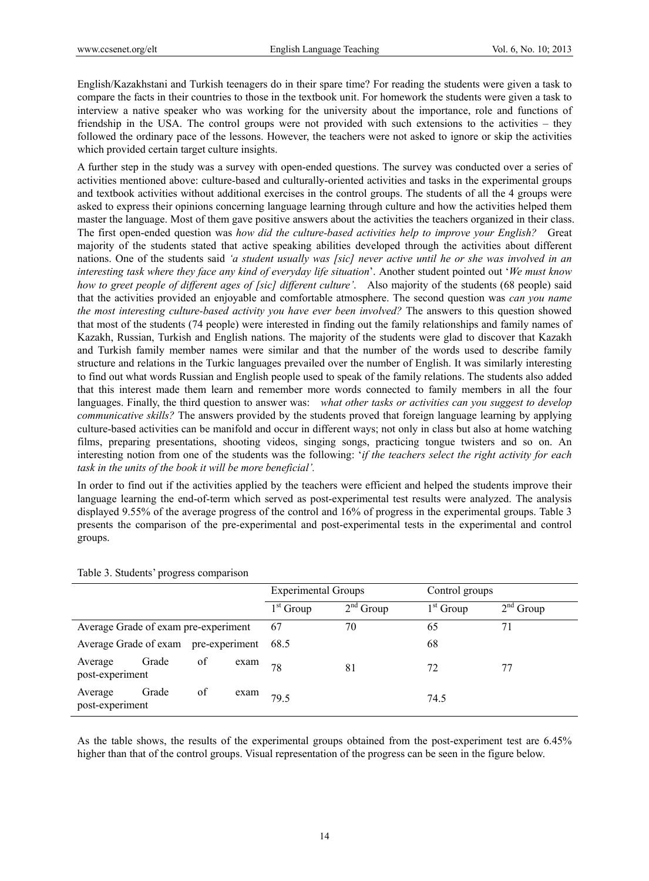English/Kazakhstani and Turkish teenagers do in their spare time? For reading the students were given a task to compare the facts in their countries to those in the textbook unit. For homework the students were given a task to interview a native speaker who was working for the university about the importance, role and functions of friendship in the USA. The control groups were not provided with such extensions to the activities – they followed the ordinary pace of the lessons. However, the teachers were not asked to ignore or skip the activities which provided certain target culture insights.

A further step in the study was a survey with open-ended questions. The survey was conducted over a series of activities mentioned above: culture-based and culturally-oriented activities and tasks in the experimental groups and textbook activities without additional exercises in the control groups. The students of all the 4 groups were asked to express their opinions concerning language learning through culture and how the activities helped them master the language. Most of them gave positive answers about the activities the teachers organized in their class. The first open-ended question was *how did the culture-based activities help to improve your English?* Great majority of the students stated that active speaking abilities developed through the activities about different nations. One of the students said *'a student usually was [sic] never active until he or she was involved in an interesting task where they face any kind of everyday life situation*'. Another student pointed out '*We must know how to greet people of different ages of [sic] different culture'*. Also majority of the students (68 people) said that the activities provided an enjoyable and comfortable atmosphere. The second question was *can you name the most interesting culture-based activity you have ever been involved?* The answers to this question showed that most of the students (74 people) were interested in finding out the family relationships and family names of Kazakh, Russian, Turkish and English nations. The majority of the students were glad to discover that Kazakh and Turkish family member names were similar and that the number of the words used to describe family structure and relations in the Turkic languages prevailed over the number of English. It was similarly interesting to find out what words Russian and English people used to speak of the family relations. The students also added that this interest made them learn and remember more words connected to family members in all the four languages. Finally, the third question to answer was: *what other tasks or activities can you suggest to develop communicative skills?* The answers provided by the students proved that foreign language learning by applying culture-based activities can be manifold and occur in different ways; not only in class but also at home watching films, preparing presentations, shooting videos, singing songs, practicing tongue twisters and so on. An interesting notion from one of the students was the following: '*if the teachers select the right activity for each task in the units of the book it will be more beneficial'.*

In order to find out if the activities applied by the teachers were efficient and helped the students improve their language learning the end-of-term which served as post-experimental test results were analyzed. The analysis displayed 9.55% of the average progress of the control and 16% of progress in the experimental groups. Table 3 presents the comparison of the pre-experimental and post-experimental tests in the experimental and control groups.

Table 3. Students' progress comparison

| | Experimental Groups | | Control groups | |
|---|---|---|---|---|
| | 1st Group | 2nd Group | 1st Group | 2nd Group |
| Average Grade of exam pre-experiment | 67 | 70 | 65 | 71 |
| Average Grade of exam pre-experiment | 68.5 | | 68 | |
| Average Grade of exam post-experiment | 78 | 81 | 72 | 77 |
| Average Grade of exam post-experiment | 79.5 | | 74.5 | |

As the table shows, the results of the experimental groups obtained from the post-experiment test are 6.45% higher than that of the control groups. Visual representation of the progress can be seen in the figure below.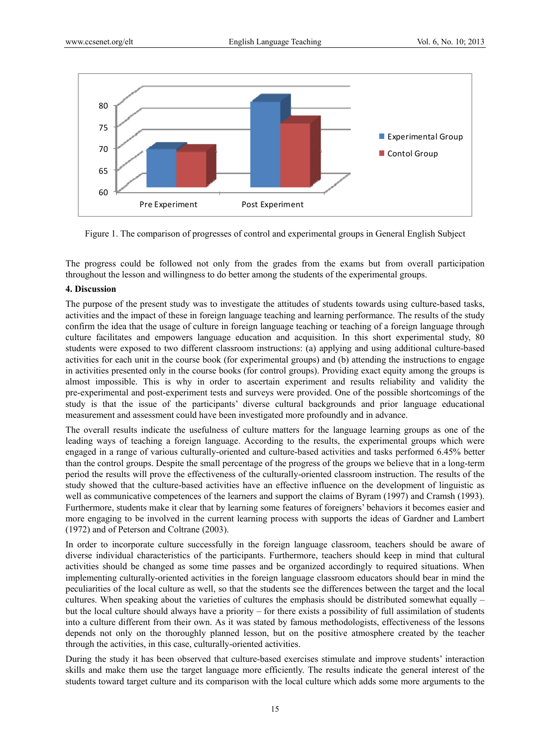Figure 1. The comparison of progresses of control and experimental groups in General English Subject

The progress could be followed not only from the grades from the exams but from overall participation throughout the lesson and willingness to do better among the students of the experimental groups.

## 4. Discussion

The purpose of the present study was to investigate the attitudes of students towards using culture-based tasks, activities and the impact of these in foreign language teaching and learning performance. The results of the study confirm the idea that the usage of culture in foreign language teaching or teaching of a foreign language through culture facilitates and empowers language education and acquisition. In this short experimental study, 80 students were exposed to two different classroom instructions: (a) applying and using additional culture-based activities for each unit in the course book (for experimental groups) and (b) attending the instructions to engage in activities presented only in the course books (for control groups). Providing exact equity among the groups is almost impossible. This is why in order to ascertain experiment and results reliability and validity the pre-experimental and post-experiment tests and surveys were provided. One of the possible shortcomings of the study is that the issue of the participants' diverse cultural backgrounds and prior language educational measurement and assessment could have been investigated more profoundly and in advance.

The overall results indicate the usefulness of culture matters for the language learning groups as one of the leading ways of teaching a foreign language. According to the results, the experimental groups which were engaged in a range of various culturally-oriented and culture-based activities and tasks performed 6.45% better than the control groups. Despite the small percentage of the progress of the groups we believe that in a long-term period the results will prove the effectiveness of the culturally-oriented classroom instruction. The results of the study showed that the culture-based activities have an effective influence on the development of linguistic as well as communicative competences of the learners and support the claims of Byram (1997) and Cramsh (1993). Furthermore, students make it clear that by learning some features of foreigners' behaviors it becomes easier and more engaging to be involved in the current learning process with supports the ideas of Gardner and Lambert (1972) and of Peterson and Coltrane (2003).

In order to incorporate culture successfully in the foreign language classroom, teachers should be aware of diverse individual characteristics of the participants. Furthermore, teachers should keep in mind that cultural activities should be changed as some time passes and be organized accordingly to required situations. When implementing culturally-oriented activities in the foreign language classroom educators should bear in mind the peculiarities of the local culture as well, so that the students see the differences between the target and the local cultures. When speaking about the varieties of cultures the emphasis should be distributed somewhat equally – but the local culture should always have a priority – for there exists a possibility of full assimilation of students into a culture different from their own. As it was stated by famous methodologists, effectiveness of the lessons depends not only on the thoroughly planned lesson, but on the positive atmosphere created by the teacher through the activities, in this case, culturally-oriented activities.

During the study it has been observed that culture-based exercises stimulate and improve students' interaction skills and make them use the target language more efficiently. The results indicate the general interest of the students toward target culture and its comparison with the local culture which adds some more arguments to the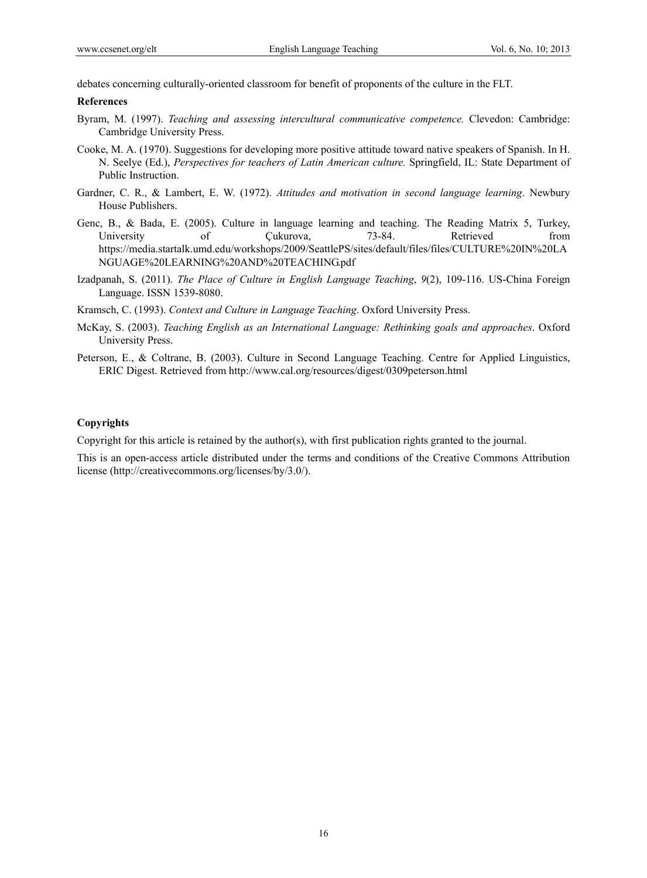debates concerning culturally-oriented classroom for benefit of proponents of the culture in the FLT.

## References

Byram, M. (1997). *Teaching and assessing intercultural communicative competence.* Clevedon: Cambridge: Cambridge University Press.

Cooke, M. A. (1970). Suggestions for developing more positive attitude toward native speakers of Spanish. In H. N. Seelye (Ed.), *Perspectives for teachers of Latin American culture.* Springfield, IL: State Department of Public Instruction.

Gardner, C. R., & Lambert, E. W. (1972). *Attitudes and motivation in second language learning*. Newbury House Publishers.

Genc, B., & Bada, E. (2005). Culture in language learning and teaching. The Reading Matrix 5, Turkey, University of Çukurova, 73-84. Retrieved from https://media.startalk.umd.edu/workshops/2009/SeattlePS/sites/default/files/files/CULTURE%20IN%20LANGUAGE%20LEARNING%20AND%20TEACHING.pdf

Izadpanah, S. (2011). *The Place of Culture in English Language Teaching*, *9*(2), 109-116. US-China Foreign Language. ISSN 1539-8080.

Kramsch, C. (1993). *Context and Culture in Language Teaching*. Oxford University Press.

McKay, S. (2003). *Teaching English as an International Language: Rethinking goals and approaches*. Oxford University Press.

Peterson, E., & Coltrane, B. (2003). Culture in Second Language Teaching. Centre for Applied Linguistics, ERIC Digest. Retrieved from http://www.cal.org/resources/digest/0309peterson.html

## Copyrights

Copyright for this article is retained by the author(s), with first publication rights granted to the journal.

This is an open-access article distributed under the terms and conditions of the Creative Commons Attribution license (http://creativecommons.org/licenses/by/3.0/).